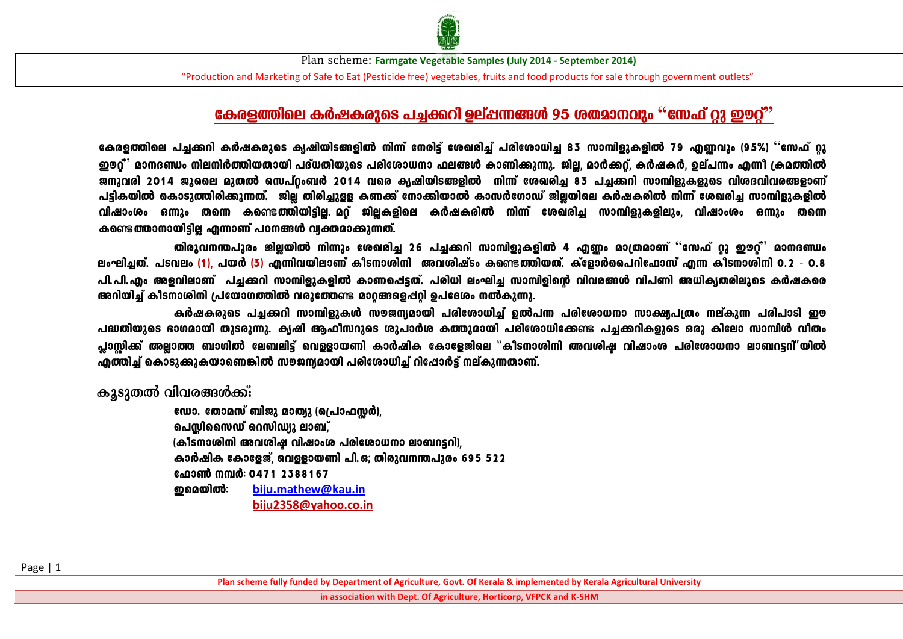Plan scheme: **Farmgate Vegetable Samples (July 2014 - September 2014)**

"Production and Marketing of Safe to Eat (Pesticide free) vegetables, fruits and food products for sale through government outlets"

## കേരളത്തിലെ കർഷകരുടെ പച്ചക്കറി ഉല്പന്നങ്ങൾ 95 ശതമാനവും "സേഫ് റ്റു ഈറ്റ്"

**കേരളത്തിലെ പച്ചക്കറി കർഷകരുടെ കൃഷിയിടങ്ങളിൽ നിന്ന് നേരിട്ട് ശേഖരിച്ച് പരിശോധിച്ച 83 സാമ്പിളുകളിൽ 79 എണ്ണവും (95%) "സേഫ് റ്റു ഈറ്റ്" മാനദണ്ഡം നിലനിർത്തിയതായി പദ്ധതിയുടെ പരിശോധനാ ഫലങ്ങൾ കാണിക്കുന്നു. ജില്ല, മാർക്കറ്റ്, കർഷകർ, ഉല്പന്നം എന്നീ ക്രമത്തിൽ ജനുവരി 2014 ജൂലൈ മുതൽ സെപ്റ്റംബർ 2014 വരെ കൃഷിയിടങ്ങളിൽ നിന്ന് ശേഖരിച്ച 83 പച്ചക്കറി സാമ്പിളുകളുടെ വിശദവിവരങ്ങളാണ് പട്ടികയിൽ കൊടുത്തിരിക്കുന്നത്. ജില്ല തിരിച്ചുള്ള കണക്ക് നോക്കിയാൽ കാസർഗോഡ് ജില്ലയിലെ കർഷകരിൽ നിന്ന് ശേഖരിച്ച സാമ്പിളുകളിൽ വിഷാംശം ഒന്നും തന്നെ കണ്ടെത്തിയിട്ടില്ല. മറ്റ് ജില്ലകളിലെ കർഷകരിൽ നിന്ന് ശേഖരിച്ച സാമ്പിളുകളിലും, വിഷാംശം ഒന്നും തന്നെ കണ്ടെത്താനായിട്ടില്ല എന്നാണ് പഠനങ്ങൾ വ്യക്തമാക്കുന്നത്.**

**തിരുവനന്തപുരം ജില്ലയിൽ നിന്നും ശേഖരിച്ച 26 പച്ചക്കറി സാമ്പിളുകളിൽ 4 എണ്ണം മാത്രമാണ് "സേഫ് റ്റു ഈറ്റ്" മാനദണ്ഡം ലംഘിച്ചത്. പടവലം (1), പയർ (3) എന്നിവയിലാണ് കീടനാശിനി അവശിഷ്ടം കണ്ടെത്തിയത്. ക്ളോർപൈറിഫോസ് എന്ന കീടനാശിനി 0.2 - 0.8 പി.പി.എം അളവിലാണ് പച്ചക്കറി സാമ്പിളുകളിൽ കാണപ്പെട്ടത്. പരിധി ലംഘിച്ച സാമ്പിളിന്റെ വിവരങ്ങൾ വിപണി അധികൃതരിലൂടെ കർഷകരെ അറിയിച്ച് കീടനാശിനി പ്രയോഗത്തിൽ വരുത്തേണ്ട മാറ്റങ്ങളെപ്പറ്റി ഉപദേശം നൽകുന്നു.**

**കർഷകരുടെ പച്ചക്കറി സാമ്പിളുകൾ സൗജന്യമായി പരിശോധിച്ച് ഉൽപന്ന പരിശോധനാ സാക്ഷ്യപത്രം നല്കുന്ന പരിപാടി ഈ പദ്ധതിയുടെ ഭാഗമായി തുടരുന്നു. കൃഷി ആഫീസറുടെ ശുപാർശ കത്തുമായി പരിശോധിക്കേണ്ട പച്ചക്കറികളുടെ ഒരു കിലോ സാമ്പിൾ വീതം പ്ലാസ്റ്റിക്ക് അല്ലാത്ത ബാഗിൽ ലേബലിട്ട് വെള്ളായണി കാർഷിക കോളേജിലെ "കീടനാശിനി അവശിഷ്ട വിഷാംശ പരിശോധനാ ലാബറട്ടറി"യിൽ എത്തിച്ച് കൊടുക്കുകയാണെങ്കിൽ സൗജന്യമായി പരിശോധിച്ച് റിപ്പോർട്ട് നല്കുന്നതാണ്.**

### കൂടുതൽ വിവരങ്ങൾക്ക്:

**ഡോ. തോമസ് ബിജു മാത്യു (പ്രൊഫസ്സർ),**
**പെസ്റ്റിസൈഡ് റെസിഡ്യു ലാബ്,**
**(കീടനാശിനി അവശിഷ്ട വിഷാംശ പരിശോധനാ ലാബറട്ടറി),**
**കാർഷിക കോളേജ്, വെള്ളായണി പി.ഒ; തിരുവനന്തപുരം 695 522**
**ഫോൺ നമ്പർ: 0471 2388167**
**ഇമെയിൽ:** biju.mathew@kau.in
biju2358@yahoo.co.in

**Plan scheme fully funded by Department of Agriculture, Govt. Of Kerala & implemented by Kerala Agricultural University**

**in association with Dept. Of Agriculture, Horticorp, VFPCK and K-SHM**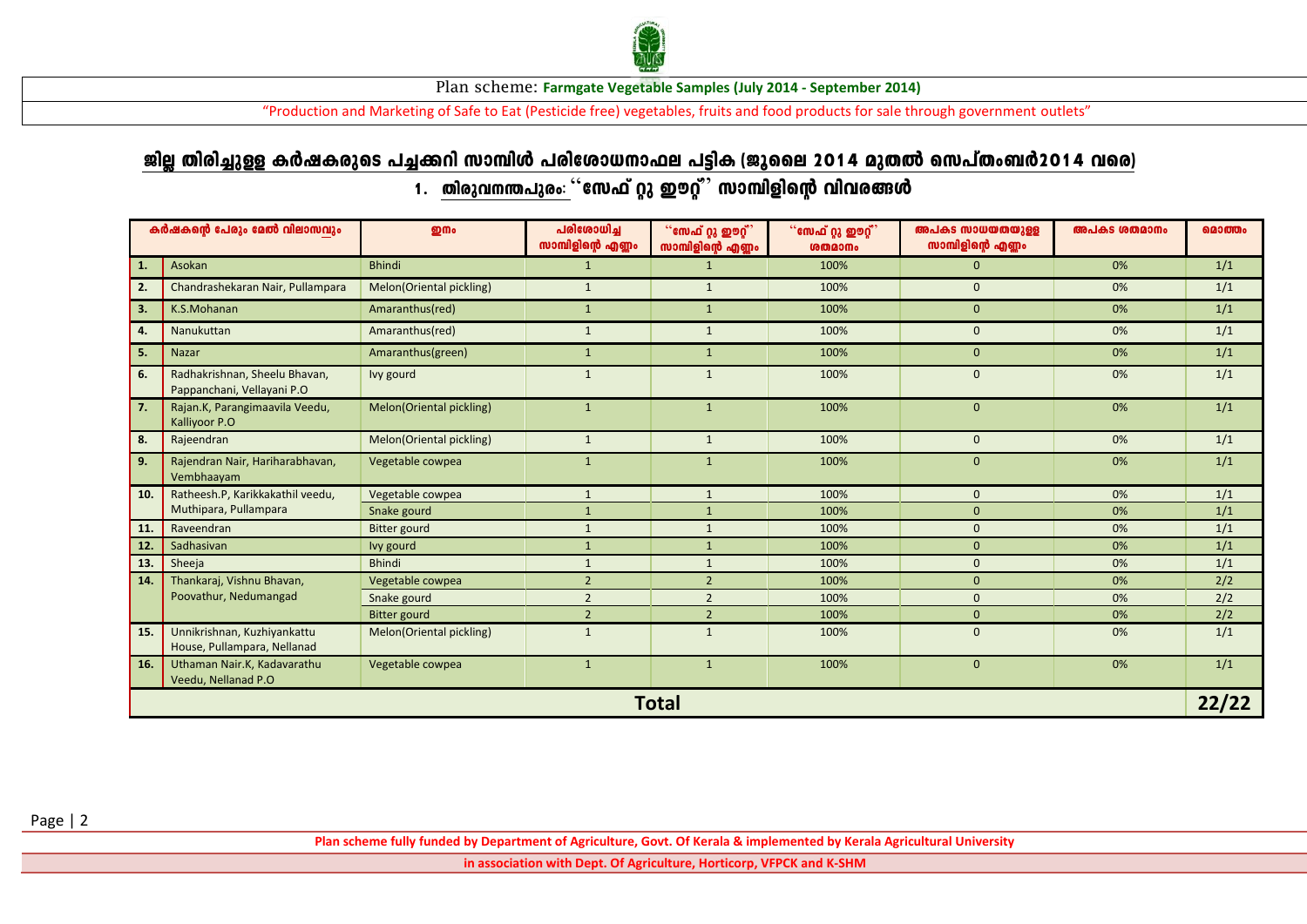Plan scheme: **Farmgate Vegetable Samples (July 2014 - September 2014)**

"Production and Marketing of Safe to Eat (Pesticide free) vegetables, fruits and food products for sale through government outlets"

## ജില്ല തിരിച്ചുള്ള കർഷകരുടെ പച്ചക്കറി സാമ്പിൾ പരിശോധനാഫല പട്ടിക (ജൂലൈ 2014 മുതൽ സെപ്തംബർ2014 വരെ)

### 1. തിരുവനന്തപുരം: ''സേഫ് റ്റു ഈറ്റ്'' സാമ്പിളിന്റെ വിവരങ്ങൾ

| | കർഷകന്റെ പേരും മേൽ വിലാസവും | ഇനം | പരിശോധിച്ച സാമ്പിളിന്റെ എണ്ണം | ''സേഫ് റ്റു ഈറ്റ്'' സാമ്പിളിന്റെ എണ്ണം | ''സേഫ് റ്റു ഈറ്റ്'' ശതമാനം | അപകട സാധ്യതയുള്ള സാമ്പിളിന്റെ എണ്ണം | അപകട ശതമാനം | മൊത്തം |
|---|---|---|---|---|---|---|---|---|
| 1. | Asokan | Bhindi | 1 | 1 | 100% | 0 | 0% | 1/1 |
| 2. | Chandrashekaran Nair, Pullampara | Melon(Oriental pickling) | 1 | 1 | 100% | 0 | 0% | 1/1 |
| 3. | K.S.Mohanan | Amaranthus(red) | 1 | 1 | 100% | 0 | 0% | 1/1 |
| 4. | Nanukuttan | Amaranthus(red) | 1 | 1 | 100% | 0 | 0% | 1/1 |
| 5. | Nazar | Amaranthus(green) | 1 | 1 | 100% | 0 | 0% | 1/1 |
| 6. | Radhakrishnan, Sheelu Bhavan, Pappanchani, Vellayani P.O | Ivy gourd | 1 | 1 | 100% | 0 | 0% | 1/1 |
| 7. | Rajan.K, Parangimaavila Veedu, Kalliyoor P.O | Melon(Oriental pickling) | 1 | 1 | 100% | 0 | 0% | 1/1 |
| 8. | Rajeendran | Melon(Oriental pickling) | 1 | 1 | 100% | 0 | 0% | 1/1 |
| 9. | Rajendran Nair, Hariharabhavan, Vembhaayam | Vegetable cowpea | 1 | 1 | 100% | 0 | 0% | 1/1 |
| 10. | Ratheesh.P, Karikkakathil veedu, Muthipara, Pullampara | Vegetable cowpea | 1 | 1 | 100% | 0 | 0% | 1/1 |
| | | Snake gourd | 1 | 1 | 100% | 0 | 0% | 1/1 |
| 11. | Raveendran | Bitter gourd | 1 | 1 | 100% | 0 | 0% | 1/1 |
| 12. | Sadhasivan | Ivy gourd | 1 | 1 | 100% | 0 | 0% | 1/1 |
| 13. | Sheeja | Bhindi | 1 | 1 | 100% | 0 | 0% | 1/1 |
| 14. | Thankaraj, Vishnu Bhavan, Poovathur, Nedumangad | Vegetable cowpea | 2 | 2 | 100% | 0 | 0% | 2/2 |
| | | Snake gourd | 2 | 2 | 100% | 0 | 0% | 2/2 |
| | | Bitter gourd | 2 | 2 | 100% | 0 | 0% | 2/2 |
| 15. | Unnikrishnan, Kuzhiyankattu House, Pullampara, Nellanad | Melon(Oriental pickling) | 1 | 1 | 100% | 0 | 0% | 1/1 |
| 16. | Uthaman Nair.K, Kadavarathu Veedu, Nellanad P.O | Vegetable cowpea | 1 | 1 | 100% | 0 | 0% | 1/1 |
| **Total** | | | | | | | | **22/22** |

**Plan scheme fully funded by Department of Agriculture, Govt. Of Kerala & implemented by Kerala Agricultural University**

**in association with Dept. Of Agriculture, Horticorp, VFPCK and K-SHM**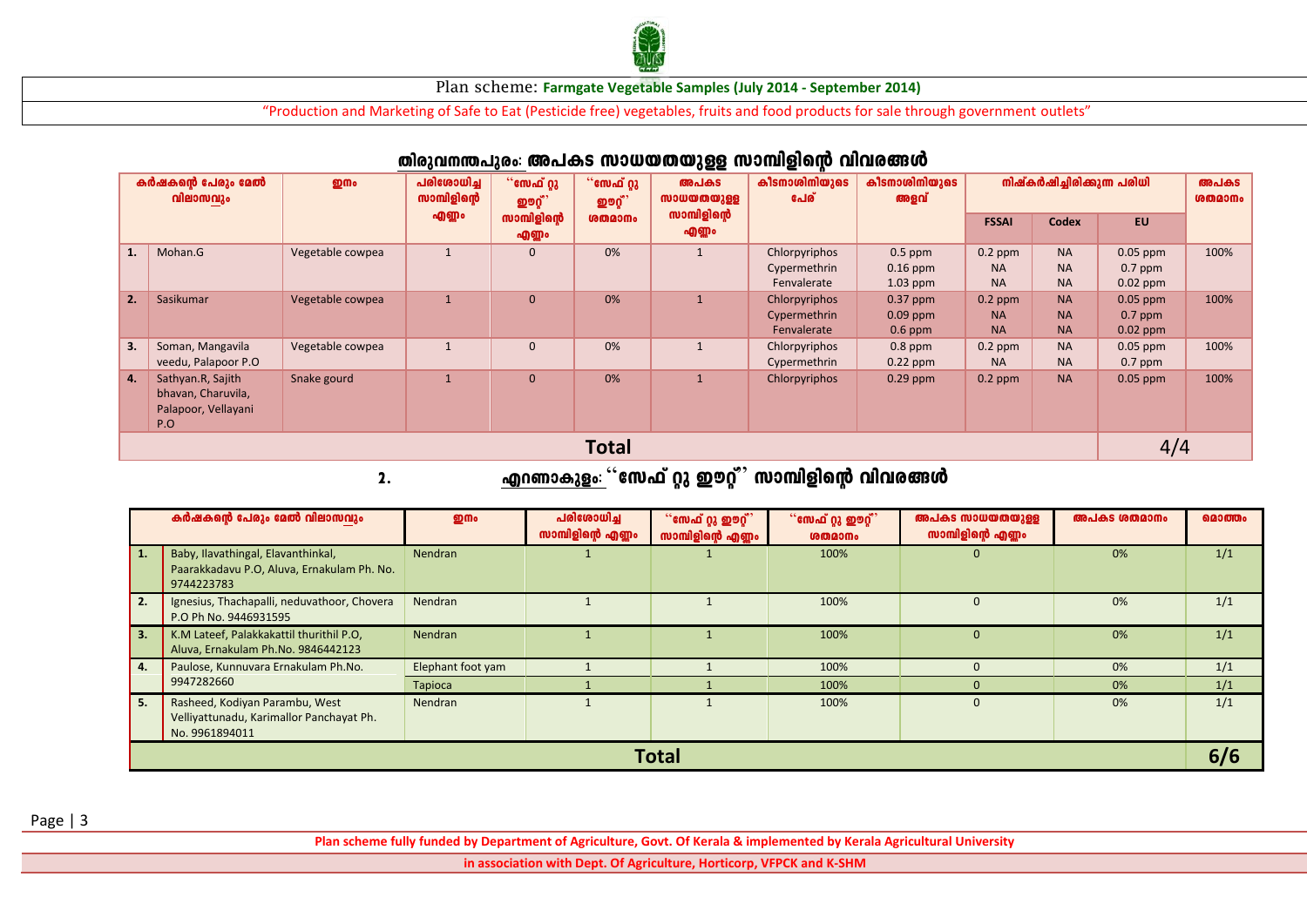Plan scheme: **Farmgate Vegetable Samples (July 2014 - September 2014)**

"Production and Marketing of Safe to Eat (Pesticide free) vegetables, fruits and food products for sale through government outlets"

## തിരുവനന്തപുരം: അപകട സാധ്യതയുള്ള സാമ്പിളിന്റെ വിവരങ്ങൾ

| | കർഷകന്റെ പേരും മേൽ വിലാസവും | ഇനം | പരിശോധിച്ച സാമ്പിളിന്റെ എണ്ണം | ''സേഫ് റ്റു ഈറ്റ്'' സാമ്പിളിന്റെ എണ്ണം | ''സേഫ് റ്റു ഈറ്റ്'' ശതമാനം | അപകട സാധ്യതയുള്ള സാമ്പിളിന്റെ എണ്ണം | കീടനാശിനിയുടെ പേര് | കീടനാശിനിയുടെ അളവ് | നിഷ്കർഷിച്ചിരിക്കുന്ന പരിധി | | | അപകട ശതമാനം |
|---|---|---|---|---|---|---|---|---|---|---|---|---|
| | | | | | | | | | FSSAI | Codex | EU | |
| 1. | Mohan.G | Vegetable cowpea | 1 | 0 | 0% | 1 | Chlorpyriphos<br>Cypermethrin<br>Fenvalerate | 0.5 ppm<br>0.16 ppm<br>1.03 ppm | 0.2 ppm<br>NA<br>NA | NA<br>NA<br>NA | 0.05 ppm<br>0.7 ppm<br>0.02 ppm | 100% |
| 2. | Sasikumar | Vegetable cowpea | 1 | 0 | 0% | 1 | Chlorpyriphos<br>Cypermethrin<br>Fenvalerate | 0.37 ppm<br>0.09 ppm<br>0.6 ppm | 0.2 ppm<br>NA<br>NA | NA<br>NA<br>NA | 0.05 ppm<br>0.7 ppm<br>0.02 ppm | 100% |
| 3. | Soman, Mangavila veedu, Palapoor P.O | Vegetable cowpea | 1 | 0 | 0% | 1 | Chlorpyriphos<br>Cypermethrin | 0.8 ppm<br>0.22 ppm | 0.2 ppm<br>NA | NA<br>NA | 0.05 ppm<br>0.7 ppm | 100% |
| 4. | Sathyan.R, Sajith bhavan, Charuvila, Palapoor, Vellayani P.O | Snake gourd | 1 | 0 | 0% | 1 | Chlorpyriphos | 0.29 ppm | 0.2 ppm | NA | 0.05 ppm | 100% |
| **Total** | | | | | | | | | | | | 4/4 |

## 2. എറണാകുളം: ''സേഫ് റ്റു ഈറ്റ്'' സാമ്പിളിന്റെ വിവരങ്ങൾ

| | കർഷകന്റെ പേരും മേൽ വിലാസവും | ഇനം | പരിശോധിച്ച സാമ്പിളിന്റെ എണ്ണം | ''സേഫ് റ്റു ഈറ്റ്'' സാമ്പിളിന്റെ എണ്ണം | ''സേഫ് റ്റു ഈറ്റ്'' ശതമാനം | അപകട സാധ്യതയുള്ള സാമ്പിളിന്റെ എണ്ണം | അപകട ശതമാനം | മൊത്തം |
|---|---|---|---|---|---|---|---|---|
| 1. | Baby, Ilavathingal, Elavanthinkal, Paarakkadavu P.O, Aluva, Ernakulam Ph. No. 9744223783 | Nendran | 1 | 1 | 100% | 0 | 0% | 1/1 |
| 2. | Ignesius, Thachapalli, neduvathoor, Chovera P.O Ph No. 9446931595 | Nendran | 1 | 1 | 100% | 0 | 0% | 1/1 |
| 3. | K.M Lateef, Palakkakattil thurithil P.O, Aluva, Ernakulam Ph.No. 9846442123 | Nendran | 1 | 1 | 100% | 0 | 0% | 1/1 |
| 4. | Paulose, Kunnuvara Ernakulam Ph.No. 9947282660 | Elephant foot yam | 1 | 1 | 100% | 0 | 0% | 1/1 |
| | | Tapioca | 1 | 1 | 100% | 0 | 0% | 1/1 |
| 5. | Rasheed, Kodiyan Parambu, West Velliyattunadu, Karimallor Panchayat Ph. No. 9961894011 | Nendran | 1 | 1 | 100% | 0 | 0% | 1/1 |
| **Total** | | | | | | | | **6/6** |

**Plan scheme fully funded by Department of Agriculture, Govt. Of Kerala & implemented by Kerala Agricultural University**

**in association with Dept. Of Agriculture, Horticorp, VFPCK and K-SHM**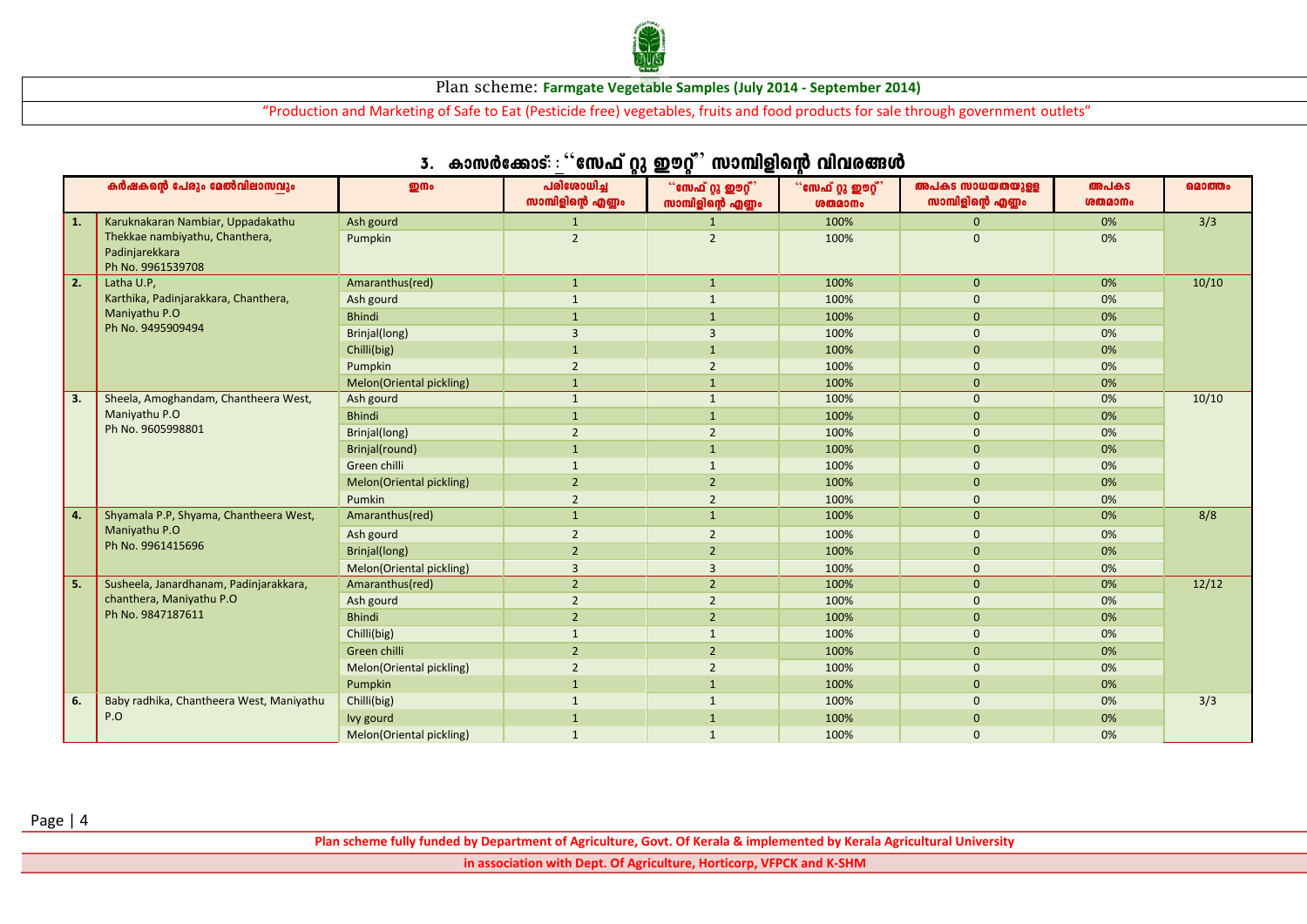Plan scheme: **Farmgate Vegetable Samples (July 2014 - September 2014)**

"Production and Marketing of Safe to Eat (Pesticide free) vegetables, fruits and food products for sale through government outlets"

## 3. കാസർക്കോട് : ''സേഫ് റ്റു ഈറ്റ്'' സാമ്പിളിന്റെ വിവരങ്ങൾ

| | കർഷകന്റെ പേരും മേൽവിലാസവും | ഇനം | പരിശോധിച്ച സാമ്പിളിന്റെ എണ്ണം | ''സേഫ് റ്റു ഈറ്റ്'' സാമ്പിളിന്റെ എണ്ണം | ''സേഫ് റ്റു ഈറ്റ്'' ശതമാനം | അപകട സാധ്യതയുള്ള സാമ്പിളിന്റെ എണ്ണം | അപകട ശതമാനം | മൊത്തം |
|---|---|---|---|---|---|---|---|---|
| **1.** | Karuknakaran Nambiar, Uppadakathu Thekkae nambiyathu, Chanthera, Padinjarekkara Ph No. 9961539708 | Ash gourd | 1 | 1 | 100% | 0 | 0% | 3/3 |
| | | Pumpkin | 2 | 2 | 100% | 0 | 0% | |
| **2.** | Latha U.P, Karthika, Padinjarakkara, Chanthera, Maniyathu P.O Ph No. 9495909494 | Amaranthus(red) | 1 | 1 | 100% | 0 | 0% | 10/10 |
| | | Ash gourd | 1 | 1 | 100% | 0 | 0% | |
| | | Bhindi | 1 | 1 | 100% | 0 | 0% | |
| | | Brinjal(long) | 3 | 3 | 100% | 0 | 0% | |
| | | Chilli(big) | 1 | 1 | 100% | 0 | 0% | |
| | | Pumpkin | 2 | 2 | 100% | 0 | 0% | |
| | | Melon(Oriental pickling) | 1 | 1 | 100% | 0 | 0% | |
| **3.** | Sheela, Amoghandam, Chantheera West, Maniyathu P.O Ph No. 9605998801 | Ash gourd | 1 | 1 | 100% | 0 | 0% | 10/10 |
| | | Bhindi | 1 | 1 | 100% | 0 | 0% | |
| | | Brinjal(long) | 2 | 2 | 100% | 0 | 0% | |
| | | Brinjal(round) | 1 | 1 | 100% | 0 | 0% | |
| | | Green chilli | 1 | 1 | 100% | 0 | 0% | |
| | | Melon(Oriental pickling) | 2 | 2 | 100% | 0 | 0% | |
| | | Pumkin | 2 | 2 | 100% | 0 | 0% | |
| **4.** | Shyamala P.P, Shyama, Chantheera West, Maniyathu P.O Ph No. 9961415696 | Amaranthus(red) | 1 | 1 | 100% | 0 | 0% | 8/8 |
| | | Ash gourd | 2 | 2 | 100% | 0 | 0% | |
| | | Brinjal(long) | 2 | 2 | 100% | 0 | 0% | |
| | | Melon(Oriental pickling) | 3 | 3 | 100% | 0 | 0% | |
| **5.** | Susheela, Janardhanam, Padinjarakkara, chanthera, Maniyathu P.O Ph No. 9847187611 | Amaranthus(red) | 2 | 2 | 100% | 0 | 0% | 12/12 |
| | | Ash gourd | 2 | 2 | 100% | 0 | 0% | |
| | | Bhindi | 2 | 2 | 100% | 0 | 0% | |
| | | Chilli(big) | 1 | 1 | 100% | 0 | 0% | |
| | | Green chilli | 2 | 2 | 100% | 0 | 0% | |
| | | Melon(Oriental pickling) | 2 | 2 | 100% | 0 | 0% | |
| | | Pumpkin | 1 | 1 | 100% | 0 | 0% | |
| **6.** | Baby radhika, Chantheera West, Maniyathu P.O | Chilli(big) | 1 | 1 | 100% | 0 | 0% | 3/3 |
| | | Ivy gourd | 1 | 1 | 100% | 0 | 0% | |
| | | Melon(Oriental pickling) | 1 | 1 | 100% | 0 | 0% | |

**Plan scheme fully funded by Department of Agriculture, Govt. Of Kerala & implemented by Kerala Agricultural University**

**in association with Dept. Of Agriculture, Horticorp, VFPCK and K-SHM**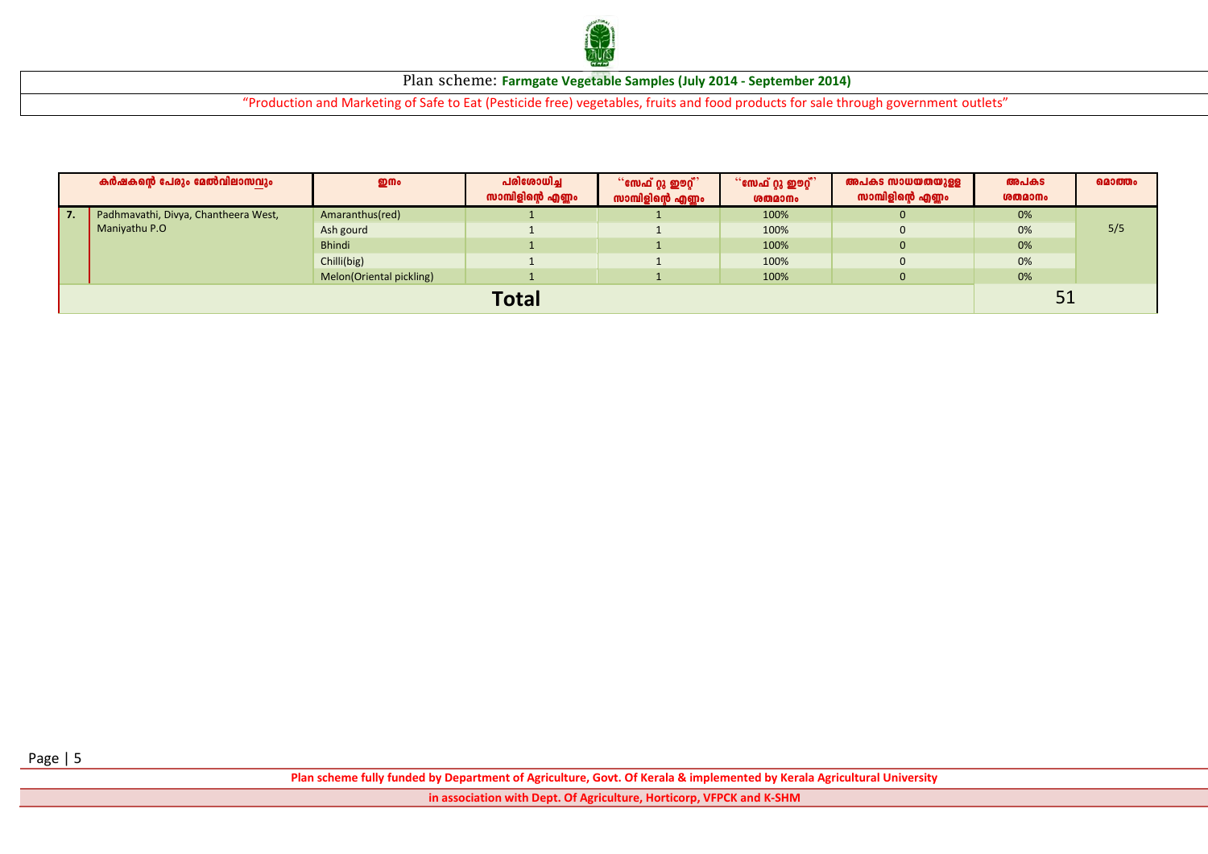Plan scheme: **Farmgate Vegetable Samples (July 2014 - September 2014)**

"Production and Marketing of Safe to Eat (Pesticide free) vegetables, fruits and food products for sale through government outlets"

| | കർഷകന്റെ പേരും മേൽവിലാസവും | ഇനം | പരിശോധിച്ച സാമ്പിളിന്റെ എണ്ണം | ''സേഫ് റ്റു ഈറ്റ്'' സാമ്പിളിന്റെ എണ്ണം | ''സേഫ് റ്റു ഈറ്റ്'' ശതമാനം | അപകട സാധ്യതയുള്ള സാമ്പിളിന്റെ എണ്ണം | അപകട ശതമാനം | മൊത്തം |
|---|---|---|---|---|---|---|---|---|
| 7. | Padhmavathi, Divya, Chantheera West, Maniyathu P.O | Amaranthus(red) | 1 | 1 | 100% | 0 | 0% | 5/5 |
| | | Ash gourd | 1 | 1 | 100% | 0 | 0% | |
| | | Bhindi | 1 | 1 | 100% | 0 | 0% | |
| | | Chilli(big) | 1 | 1 | 100% | 0 | 0% | |
| | | Melon(Oriental pickling) | 1 | 1 | 100% | 0 | 0% | |
| **Total** | | | | | | | 51 | |

**Plan scheme fully funded by Department of Agriculture, Govt. Of Kerala & implemented by Kerala Agricultural University**

**in association with Dept. Of Agriculture, Horticorp, VFPCK and K-SHM**